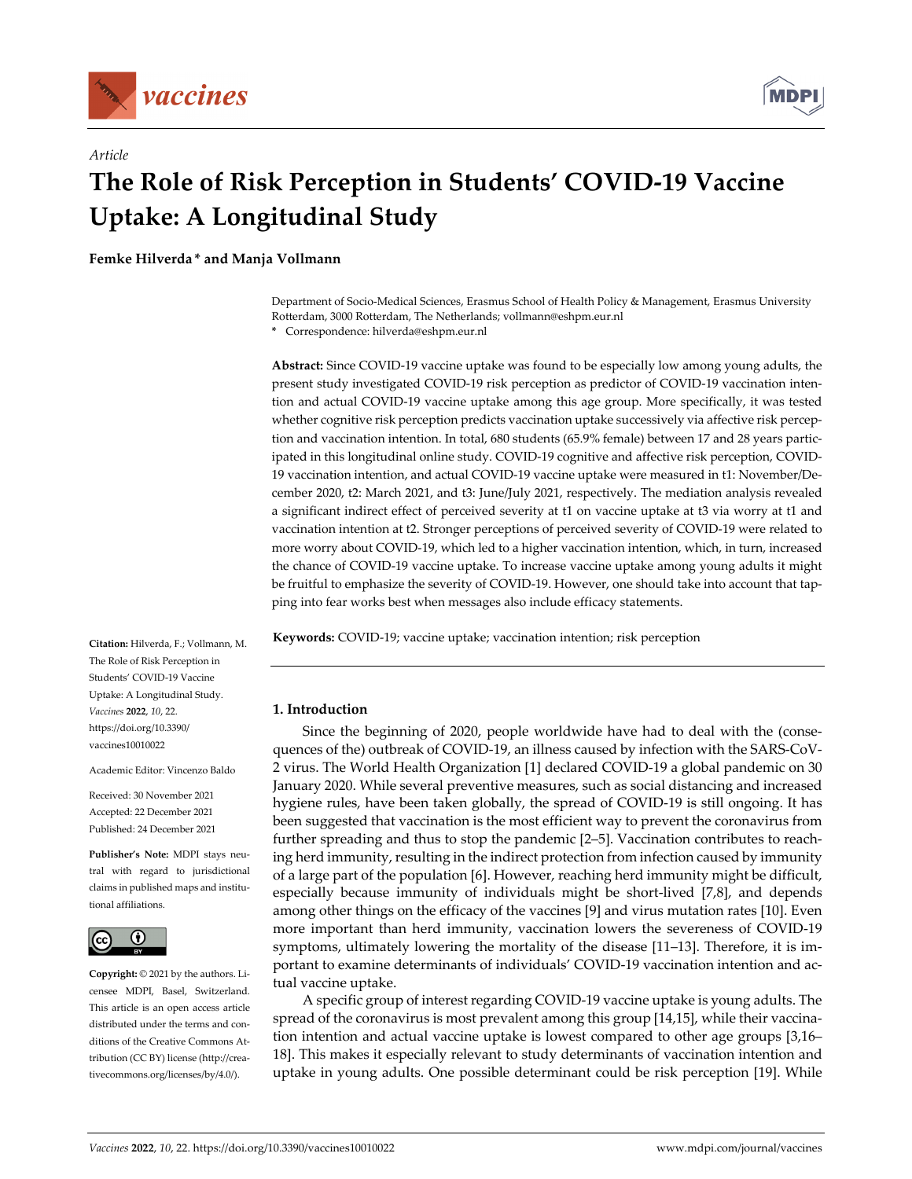*Article*

# The Role of Risk Perception in Students' COVID-19 Vaccine Uptake: A Longitudinal Study

**Femke Hilverda * and Manja Vollmann**

Department of Socio-Medical Sciences, Erasmus School of Health Policy & Management, Erasmus University Rotterdam, 3000 Rotterdam, The Netherlands; vollmann@eshpm.eur.nl

\* Correspondence: hilverda@eshpm.eur.nl

**Abstract:** Since COVID-19 vaccine uptake was found to be especially low among young adults, the present study investigated COVID-19 risk perception as predictor of COVID-19 vaccination intention and actual COVID-19 vaccine uptake among this age group. More specifically, it was tested whether cognitive risk perception predicts vaccination uptake successively via affective risk perception and vaccination intention. In total, 680 students (65.9% female) between 17 and 28 years participated in this longitudinal online study. COVID-19 cognitive and affective risk perception, COVID-19 vaccination intention, and actual COVID-19 vaccine uptake were measured in t1: November/December 2020, t2: March 2021, and t3: June/July 2021, respectively. The mediation analysis revealed a significant indirect effect of perceived severity at t1 on vaccine uptake at t3 via worry at t1 and vaccination intention at t2. Stronger perceptions of perceived severity of COVID-19 were related to more worry about COVID-19, which led to a higher vaccination intention, which, in turn, increased the chance of COVID-19 vaccine uptake. To increase vaccine uptake among young adults it might be fruitful to emphasize the severity of COVID-19. However, one should take into account that tapping into fear works best when messages also include efficacy statements.

**Keywords:** COVID-19; vaccine uptake; vaccination intention; risk perception

**Citation:** Hilverda, F.; Vollmann, M. The Role of Risk Perception in Students' COVID-19 Vaccine Uptake: A Longitudinal Study. *Vaccines* **2022**, *10*, 22. https://doi.org/10.3390/vaccines10010022

Academic Editor: Vincenzo Baldo

Received: 30 November 2021
Accepted: 22 December 2021
Published: 24 December 2021

**Publisher's Note:** MDPI stays neutral with regard to jurisdictional claims in published maps and institutional affiliations.

**Copyright:** © 2021 by the authors. Licensee MDPI, Basel, Switzerland. This article is an open access article distributed under the terms and conditions of the Creative Commons Attribution (CC BY) license (http://creativecommons.org/licenses/by/4.0/).

## 1. Introduction

Since the beginning of 2020, people worldwide have had to deal with the (consequences of the) outbreak of COVID-19, an illness caused by infection with the SARS-CoV-2 virus. The World Health Organization [1] declared COVID-19 a global pandemic on 30 January 2020. While several preventive measures, such as social distancing and increased hygiene rules, have been taken globally, the spread of COVID-19 is still ongoing. It has been suggested that vaccination is the most efficient way to prevent the coronavirus from further spreading and thus to stop the pandemic [2–5]. Vaccination contributes to reaching herd immunity, resulting in the indirect protection from infection caused by immunity of a large part of the population [6]. However, reaching herd immunity might be difficult, especially because immunity of individuals might be short-lived [7,8], and depends among other things on the efficacy of the vaccines [9] and virus mutation rates [10]. Even more important than herd immunity, vaccination lowers the severeness of COVID-19 symptoms, ultimately lowering the mortality of the disease [11–13]. Therefore, it is important to examine determinants of individuals' COVID-19 vaccination intention and actual vaccine uptake.

A specific group of interest regarding COVID-19 vaccine uptake is young adults. The spread of the coronavirus is most prevalent among this group [14,15], while their vaccination intention and actual vaccine uptake is lowest compared to other age groups [3,16–18]. This makes it especially relevant to study determinants of vaccination intention and uptake in young adults. One possible determinant could be risk perception [19]. While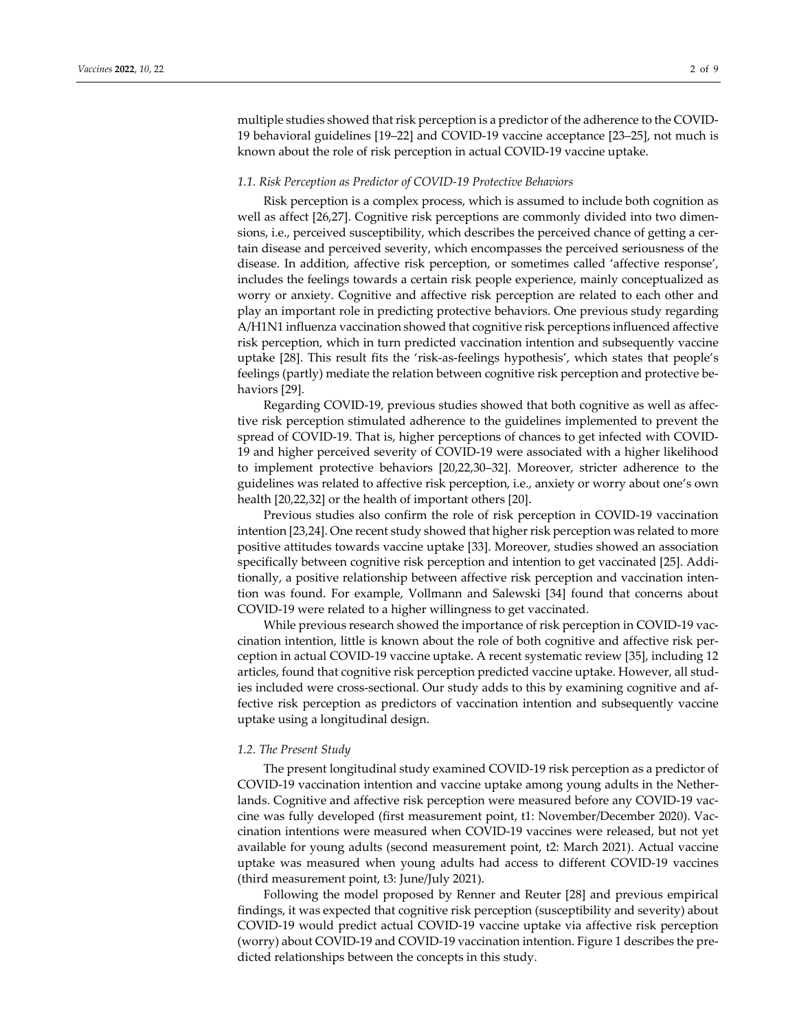multiple studies showed that risk perception is a predictor of the adherence to the COVID-19 behavioral guidelines [19–22] and COVID-19 vaccine acceptance [23–25], not much is known about the role of risk perception in actual COVID-19 vaccine uptake.

### *1.1. Risk Perception as Predictor of COVID-19 Protective Behaviors*

Risk perception is a complex process, which is assumed to include both cognition as well as affect [26,27]. Cognitive risk perceptions are commonly divided into two dimensions, i.e., perceived susceptibility, which describes the perceived chance of getting a certain disease and perceived severity, which encompasses the perceived seriousness of the disease. In addition, affective risk perception, or sometimes called 'affective response', includes the feelings towards a certain risk people experience, mainly conceptualized as worry or anxiety. Cognitive and affective risk perception are related to each other and play an important role in predicting protective behaviors. One previous study regarding A/H1N1 influenza vaccination showed that cognitive risk perceptions influenced affective risk perception, which in turn predicted vaccination intention and subsequently vaccine uptake [28]. This result fits the 'risk-as-feelings hypothesis', which states that people's feelings (partly) mediate the relation between cognitive risk perception and protective behaviors [29].

Regarding COVID-19, previous studies showed that both cognitive as well as affective risk perception stimulated adherence to the guidelines implemented to prevent the spread of COVID-19. That is, higher perceptions of chances to get infected with COVID-19 and higher perceived severity of COVID-19 were associated with a higher likelihood to implement protective behaviors [20,22,30–32]. Moreover, stricter adherence to the guidelines was related to affective risk perception, i.e., anxiety or worry about one's own health [20,22,32] or the health of important others [20].

Previous studies also confirm the role of risk perception in COVID-19 vaccination intention [23,24]. One recent study showed that higher risk perception was related to more positive attitudes towards vaccine uptake [33]. Moreover, studies showed an association specifically between cognitive risk perception and intention to get vaccinated [25]. Additionally, a positive relationship between affective risk perception and vaccination intention was found. For example, Vollmann and Salewski [34] found that concerns about COVID-19 were related to a higher willingness to get vaccinated.

While previous research showed the importance of risk perception in COVID-19 vaccination intention, little is known about the role of both cognitive and affective risk perception in actual COVID-19 vaccine uptake. A recent systematic review [35], including 12 articles, found that cognitive risk perception predicted vaccine uptake. However, all studies included were cross-sectional. Our study adds to this by examining cognitive and affective risk perception as predictors of vaccination intention and subsequently vaccine uptake using a longitudinal design.

### *1.2. The Present Study*

The present longitudinal study examined COVID-19 risk perception as a predictor of COVID-19 vaccination intention and vaccine uptake among young adults in the Netherlands. Cognitive and affective risk perception were measured before any COVID-19 vaccine was fully developed (first measurement point, t1: November/December 2020). Vaccination intentions were measured when COVID-19 vaccines were released, but not yet available for young adults (second measurement point, t2: March 2021). Actual vaccine uptake was measured when young adults had access to different COVID-19 vaccines (third measurement point, t3: June/July 2021).

Following the model proposed by Renner and Reuter [28] and previous empirical findings, it was expected that cognitive risk perception (susceptibility and severity) about COVID-19 would predict actual COVID-19 vaccine uptake via affective risk perception (worry) about COVID-19 and COVID-19 vaccination intention. Figure 1 describes the predicted relationships between the concepts in this study.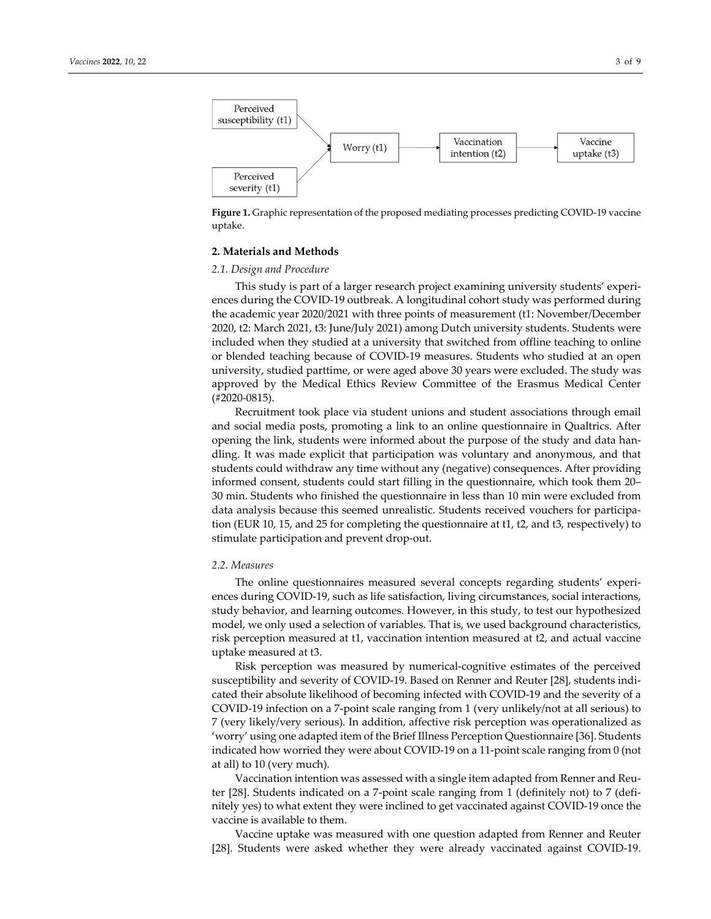Perceived susceptibility (t1)

Perceived severity (t1)

Worry (t1)

Vaccination intention (t2)

Vaccine uptake (t3)

**Figure 1.** Graphic representation of the proposed mediating processes predicting COVID-19 vaccine uptake.

## 2. Materials and Methods

### *2.1. Design and Procedure*

This study is part of a larger research project examining university students' experiences during the COVID-19 outbreak. A longitudinal cohort study was performed during the academic year 2020/2021 with three points of measurement (t1: November/December 2020, t2: March 2021, t3: June/July 2021) among Dutch university students. Students were included when they studied at a university that switched from offline teaching to online or blended teaching because of COVID-19 measures. Students who studied at an open university, studied parttime, or were aged above 30 years were excluded. The study was approved by the Medical Ethics Review Committee of the Erasmus Medical Center (#2020-0815).

Recruitment took place via student unions and student associations through email and social media posts, promoting a link to an online questionnaire in Qualtrics. After opening the link, students were informed about the purpose of the study and data handling. It was made explicit that participation was voluntary and anonymous, and that students could withdraw any time without any (negative) consequences. After providing informed consent, students could start filling in the questionnaire, which took them 20–30 min. Students who finished the questionnaire in less than 10 min were excluded from data analysis because this seemed unrealistic. Students received vouchers for participation (EUR 10, 15, and 25 for completing the questionnaire at t1, t2, and t3, respectively) to stimulate participation and prevent drop-out.

### *2.2. Measures*

The online questionnaires measured several concepts regarding students' experiences during COVID-19, such as life satisfaction, living circumstances, social interactions, study behavior, and learning outcomes. However, in this study, to test our hypothesized model, we only used a selection of variables. That is, we used background characteristics, risk perception measured at t1, vaccination intention measured at t2, and actual vaccine uptake measured at t3.

Risk perception was measured by numerical-cognitive estimates of the perceived susceptibility and severity of COVID-19. Based on Renner and Reuter [28], students indicated their absolute likelihood of becoming infected with COVID-19 and the severity of a COVID-19 infection on a 7-point scale ranging from 1 (very unlikely/not at all serious) to 7 (very likely/very serious). In addition, affective risk perception was operationalized as 'worry' using one adapted item of the Brief Illness Perception Questionnaire [36]. Students indicated how worried they were about COVID-19 on a 11-point scale ranging from 0 (not at all) to 10 (very much).

Vaccination intention was assessed with a single item adapted from Renner and Reuter [28]. Students indicated on a 7-point scale ranging from 1 (definitely not) to 7 (definitely yes) to what extent they were inclined to get vaccinated against COVID-19 once the vaccine is available to them.

Vaccine uptake was measured with one question adapted from Renner and Reuter [28]. Students were asked whether they were already vaccinated against COVID-19.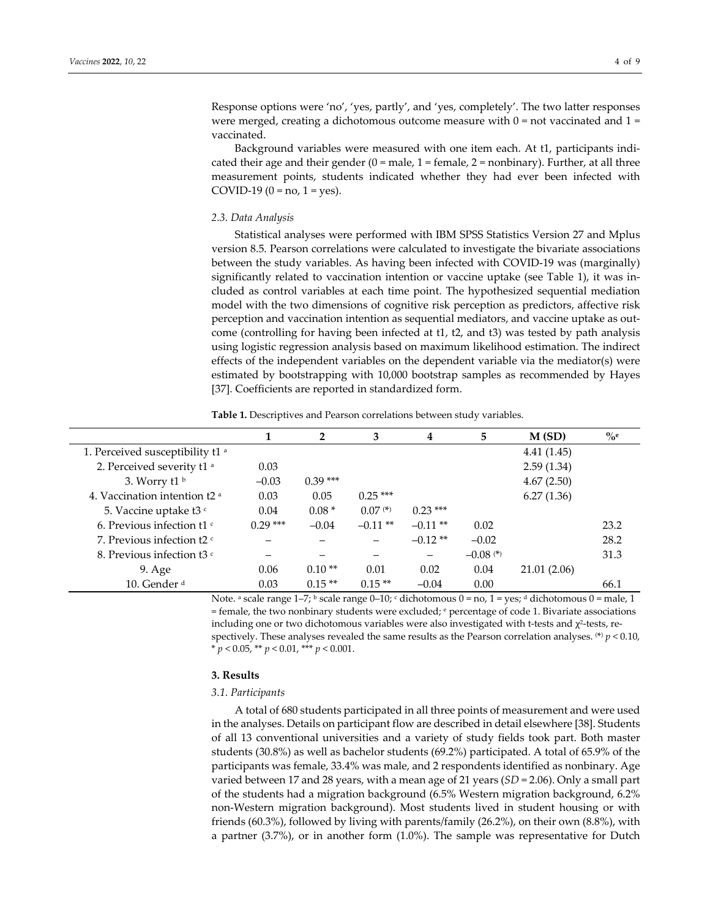Response options were 'no', 'yes, partly', and 'yes, completely'. The two latter responses were merged, creating a dichotomous outcome measure with 0 = not vaccinated and 1 = vaccinated.

Background variables were measured with one item each. At t1, participants indicated their age and their gender (0 = male, 1 = female, 2 = nonbinary). Further, at all three measurement points, students indicated whether they had ever been infected with COVID-19 (0 = no, 1 = yes).

### *2.3. Data Analysis*

Statistical analyses were performed with IBM SPSS Statistics Version 27 and Mplus version 8.5. Pearson correlations were calculated to investigate the bivariate associations between the study variables. As having been infected with COVID-19 was (marginally) significantly related to vaccination intention or vaccine uptake (see Table 1), it was included as control variables at each time point. The hypothesized sequential mediation model with the two dimensions of cognitive risk perception as predictors, affective risk perception and vaccination intention as sequential mediators, and vaccine uptake as outcome (controlling for having been infected at t1, t2, and t3) was tested by path analysis using logistic regression analysis based on maximum likelihood estimation. The indirect effects of the independent variables on the dependent variable via the mediator(s) were estimated by bootstrapping with 10,000 bootstrap samples as recommended by Hayes [37]. Coefficients are reported in standardized form.

**Table 1.** Descriptives and Pearson correlations between study variables.

| | 1 | 2 | 3 | 4 | 5 | M (SD) | %[e] |
|---|---|---|---|---|---|---|---|
| 1. Perceived susceptibility t1 [a] | | | | | | 4.41 (1.45) | |
| 2. Perceived severity t1 [a] | 0.03 | | | | | 2.59 (1.34) | |
| 3. Worry t1 [b] | −0.03 | 0.39 *** | | | | 4.67 (2.50) | |
| 4. Vaccination intention t2 [a] | 0.03 | 0.05 | 0.25 *** | | | 6.27 (1.36) | |
| 5. Vaccine uptake t3 [c] | 0.04 | 0.08 * | 0.07 (*) | 0.23 *** | | | |
| 6. Previous infection t1 [c] | 0.29 *** | −0.04 | −0.11 ** | −0.11 ** | 0.02 | | 23.2 |
| 7. Previous infection t2 [c] | – | – | – | −0.12 ** | −0.02 | | 28.2 |
| 8. Previous infection t3 [c] | – | – | – | – | −0.08 (*) | | 31.3 |
| 9. Age | 0.06 | 0.10 ** | 0.01 | 0.02 | 0.04 | 21.01 (2.06) | |
| 10. Gender [d] | 0.03 | 0.15 ** | 0.15 ** | −0.04 | 0.00 | | 66.1 |

Note. [a] scale range 1–7; [b] scale range 0–10; [c] dichotomous 0 = no, 1 = yes; [d] dichotomous 0 = male, 1 = female, the two nonbinary students were excluded; [e] percentage of code 1. Bivariate associations including one or two dichotomous variables were also investigated with t-tests and $\chi^2$-tests, respectively. These analyses revealed the same results as the Pearson correlation analyses. (*) $p < 0.10$, * $p < 0.05$, ** $p < 0.01$, *** $p < 0.001$.

## 3. Results

### *3.1. Participants*

A total of 680 students participated in all three points of measurement and were used in the analyses. Details on participant flow are described in detail elsewhere [38]. Students of all 13 conventional universities and a variety of study fields took part. Both master students (30.8%) as well as bachelor students (69.2%) participated. A total of 65.9% of the participants was female, 33.4% was male, and 2 respondents identified as nonbinary. Age varied between 17 and 28 years, with a mean age of 21 years (*SD* = 2.06). Only a small part of the students had a migration background (6.5% Western migration background, 6.2% non-Western migration background). Most students lived in student housing or with friends (60.3%), followed by living with parents/family (26.2%), on their own (8.8%), with a partner (3.7%), or in another form (1.0%). The sample was representative for Dutch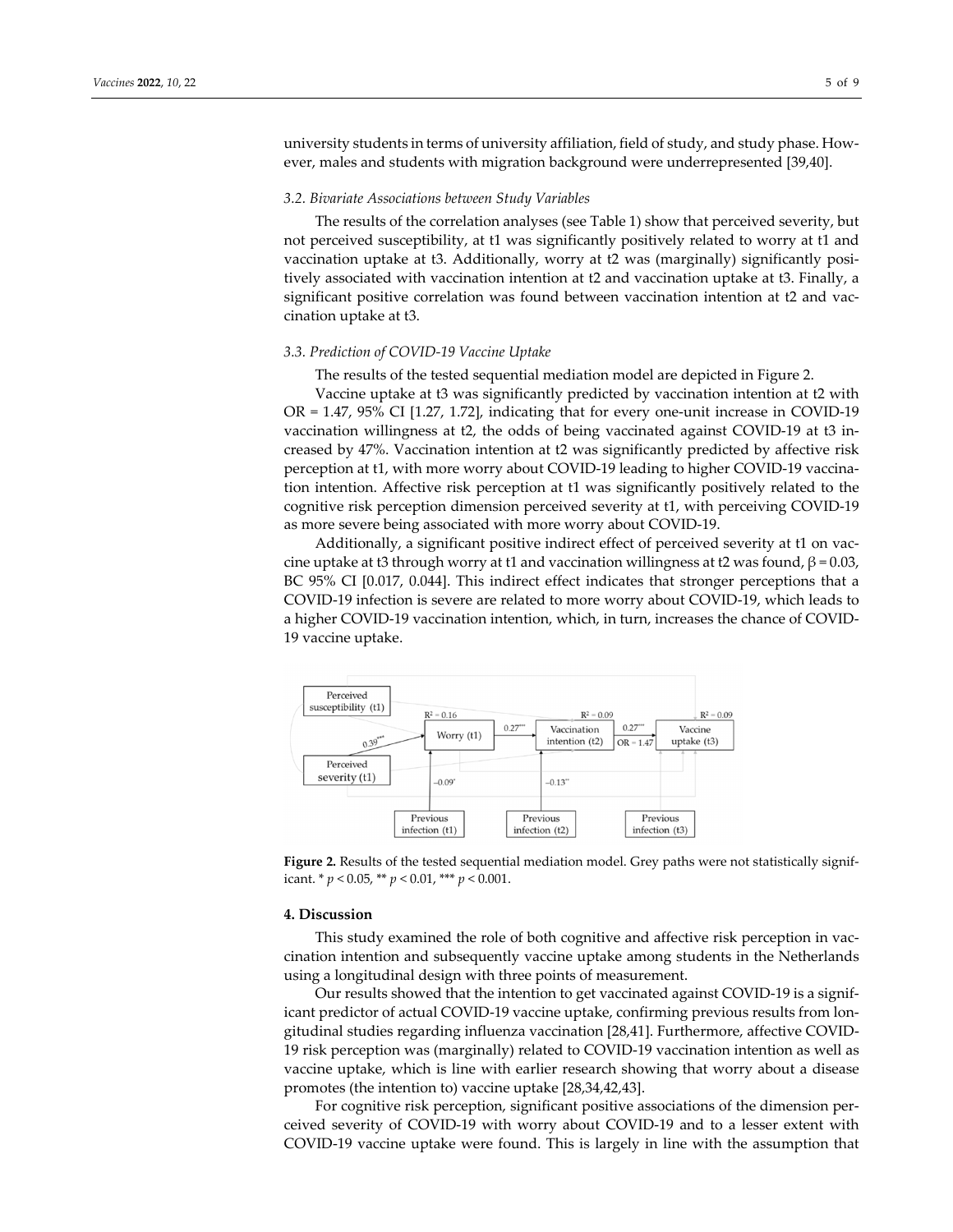university students in terms of university affiliation, field of study, and study phase. However, males and students with migration background were underrepresented [39,40].

### 3.2. Bivariate Associations between Study Variables

The results of the correlation analyses (see Table 1) show that perceived severity, but not perceived susceptibility, at t1 was significantly positively related to worry at t1 and vaccination uptake at t3. Additionally, worry at t2 was (marginally) significantly positively associated with vaccination intention at t2 and vaccination uptake at t3. Finally, a significant positive correlation was found between vaccination intention at t2 and vaccination uptake at t3.

### 3.3. Prediction of COVID-19 Vaccine Uptake

The results of the tested sequential mediation model are depicted in Figure 2.

Vaccine uptake at t3 was significantly predicted by vaccination intention at t2 with OR = 1.47, 95% CI [1.27, 1.72], indicating that for every one-unit increase in COVID-19 vaccination willingness at t2, the odds of being vaccinated against COVID-19 at t3 increased by 47%. Vaccination intention at t2 was significantly predicted by affective risk perception at t1, with more worry about COVID-19 leading to higher COVID-19 vaccination intention. Affective risk perception at t1 was significantly positively related to the cognitive risk perception dimension perceived severity at t1, with perceiving COVID-19 as more severe being associated with more worry about COVID-19.

Additionally, a significant positive indirect effect of perceived severity at t1 on vaccine uptake at t3 through worry at t1 and vaccination willingness at t2 was found, $\beta = 0.03$, BC 95% CI [0.017, 0.044]. This indirect effect indicates that stronger perceptions that a COVID-19 infection is severe are related to more worry about COVID-19, which leads to a higher COVID-19 vaccination intention, which, in turn, increases the chance of COVID-19 vaccine uptake.

**Figure 2.** Results of the tested sequential mediation model. Grey paths were not statistically significant. * $p < 0.05$, ** $p < 0.01$, *** $p < 0.001$.

## 4. Discussion

This study examined the role of both cognitive and affective risk perception in vaccination intention and subsequently vaccine uptake among students in the Netherlands using a longitudinal design with three points of measurement.

Our results showed that the intention to get vaccinated against COVID-19 is a significant predictor of actual COVID-19 vaccine uptake, confirming previous results from longitudinal studies regarding influenza vaccination [28,41]. Furthermore, affective COVID-19 risk perception was (marginally) related to COVID-19 vaccination intention as well as vaccine uptake, which is line with earlier research showing that worry about a disease promotes (the intention to) vaccine uptake [28,34,42,43].

For cognitive risk perception, significant positive associations of the dimension perceived severity of COVID-19 with worry about COVID-19 and to a lesser extent with COVID-19 vaccine uptake were found. This is largely in line with the assumption that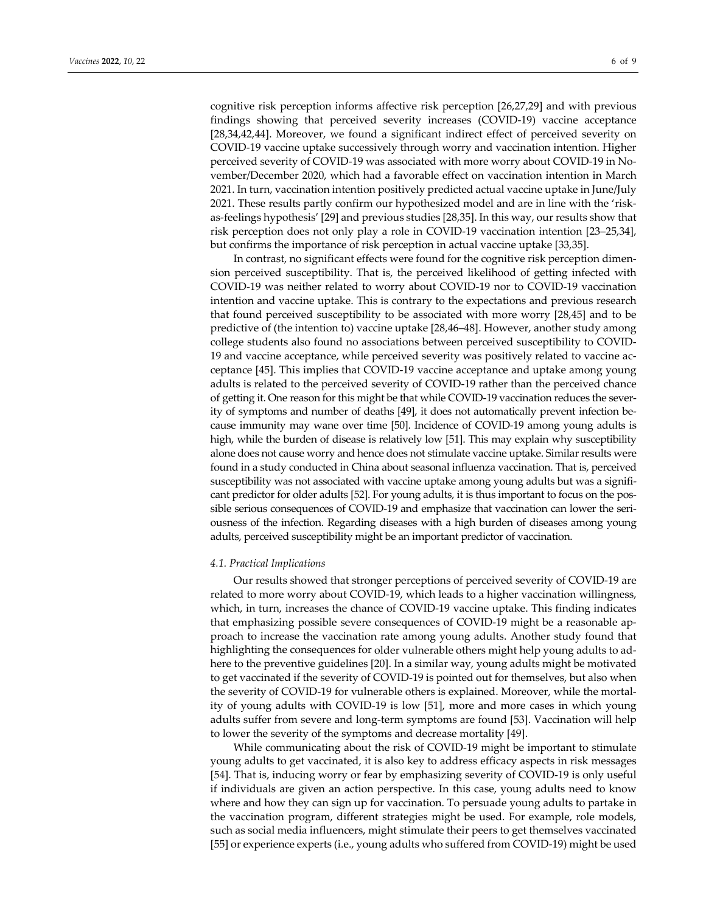cognitive risk perception informs affective risk perception [26,27,29] and with previous findings showing that perceived severity increases (COVID-19) vaccine acceptance [28,34,42,44]. Moreover, we found a significant indirect effect of perceived severity on COVID-19 vaccine uptake successively through worry and vaccination intention. Higher perceived severity of COVID-19 was associated with more worry about COVID-19 in November/December 2020, which had a favorable effect on vaccination intention in March 2021. In turn, vaccination intention positively predicted actual vaccine uptake in June/July 2021. These results partly confirm our hypothesized model and are in line with the 'risk-as-feelings hypothesis' [29] and previous studies [28,35]. In this way, our results show that risk perception does not only play a role in COVID-19 vaccination intention [23–25,34], but confirms the importance of risk perception in actual vaccine uptake [33,35].

In contrast, no significant effects were found for the cognitive risk perception dimension perceived susceptibility. That is, the perceived likelihood of getting infected with COVID-19 was neither related to worry about COVID-19 nor to COVID-19 vaccination intention and vaccine uptake. This is contrary to the expectations and previous research that found perceived susceptibility to be associated with more worry [28,45] and to be predictive of (the intention to) vaccine uptake [28,46–48]. However, another study among college students also found no associations between perceived susceptibility to COVID-19 and vaccine acceptance, while perceived severity was positively related to vaccine acceptance [45]. This implies that COVID-19 vaccine acceptance and uptake among young adults is related to the perceived severity of COVID-19 rather than the perceived chance of getting it. One reason for this might be that while COVID-19 vaccination reduces the severity of symptoms and number of deaths [49], it does not automatically prevent infection because immunity may wane over time [50]. Incidence of COVID-19 among young adults is high, while the burden of disease is relatively low [51]. This may explain why susceptibility alone does not cause worry and hence does not stimulate vaccine uptake. Similar results were found in a study conducted in China about seasonal influenza vaccination. That is, perceived susceptibility was not associated with vaccine uptake among young adults but was a significant predictor for older adults [52]. For young adults, it is thus important to focus on the possible serious consequences of COVID-19 and emphasize that vaccination can lower the seriousness of the infection. Regarding diseases with a high burden of diseases among young adults, perceived susceptibility might be an important predictor of vaccination.

### 4.1. Practical Implications

Our results showed that stronger perceptions of perceived severity of COVID-19 are related to more worry about COVID-19, which leads to a higher vaccination willingness, which, in turn, increases the chance of COVID-19 vaccine uptake. This finding indicates that emphasizing possible severe consequences of COVID-19 might be a reasonable approach to increase the vaccination rate among young adults. Another study found that highlighting the consequences for older vulnerable others might help young adults to adhere to the preventive guidelines [20]. In a similar way, young adults might be motivated to get vaccinated if the severity of COVID-19 is pointed out for themselves, but also when the severity of COVID-19 for vulnerable others is explained. Moreover, while the mortality of young adults with COVID-19 is low [51], more and more cases in which young adults suffer from severe and long-term symptoms are found [53]. Vaccination will help to lower the severity of the symptoms and decrease mortality [49].

While communicating about the risk of COVID-19 might be important to stimulate young adults to get vaccinated, it is also key to address efficacy aspects in risk messages [54]. That is, inducing worry or fear by emphasizing severity of COVID-19 is only useful if individuals are given an action perspective. In this case, young adults need to know where and how they can sign up for vaccination. To persuade young adults to partake in the vaccination program, different strategies might be used. For example, role models, such as social media influencers, might stimulate their peers to get themselves vaccinated [55] or experience experts (i.e., young adults who suffered from COVID-19) might be used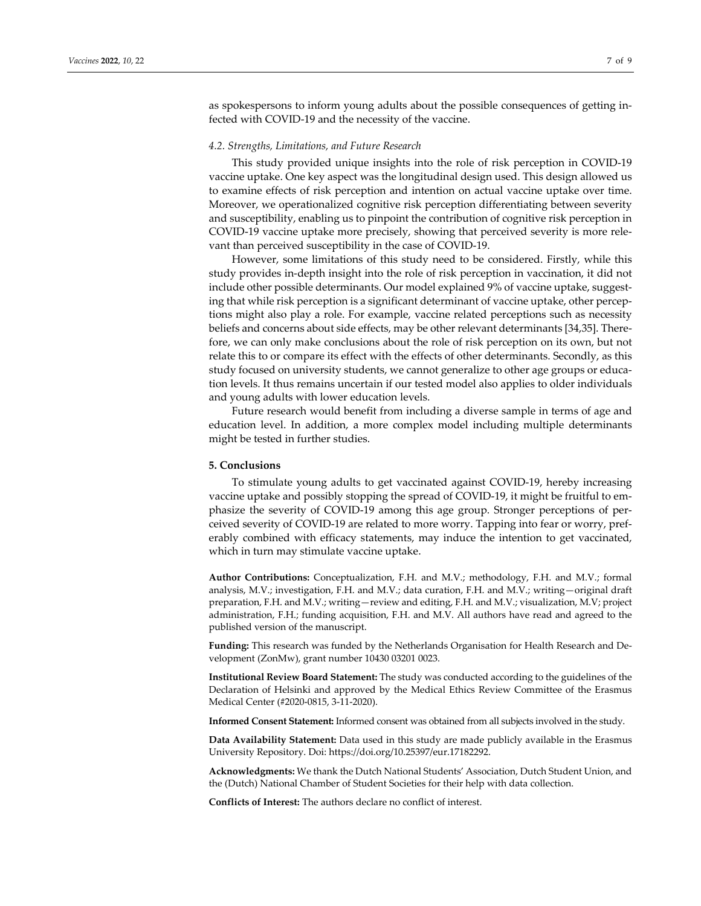as spokespersons to inform young adults about the possible consequences of getting infected with COVID-19 and the necessity of the vaccine.

### *4.2. Strengths, Limitations, and Future Research*

This study provided unique insights into the role of risk perception in COVID-19 vaccine uptake. One key aspect was the longitudinal design used. This design allowed us to examine effects of risk perception and intention on actual vaccine uptake over time. Moreover, we operationalized cognitive risk perception differentiating between severity and susceptibility, enabling us to pinpoint the contribution of cognitive risk perception in COVID-19 vaccine uptake more precisely, showing that perceived severity is more relevant than perceived susceptibility in the case of COVID-19.

However, some limitations of this study need to be considered. Firstly, while this study provides in-depth insight into the role of risk perception in vaccination, it did not include other possible determinants. Our model explained 9% of vaccine uptake, suggesting that while risk perception is a significant determinant of vaccine uptake, other perceptions might also play a role. For example, vaccine related perceptions such as necessity beliefs and concerns about side effects, may be other relevant determinants [34,35]. Therefore, we can only make conclusions about the role of risk perception on its own, but not relate this to or compare its effect with the effects of other determinants. Secondly, as this study focused on university students, we cannot generalize to other age groups or education levels. It thus remains uncertain if our tested model also applies to older individuals and young adults with lower education levels.

Future research would benefit from including a diverse sample in terms of age and education level. In addition, a more complex model including multiple determinants might be tested in further studies.

## 5. Conclusions

To stimulate young adults to get vaccinated against COVID-19, hereby increasing vaccine uptake and possibly stopping the spread of COVID-19, it might be fruitful to emphasize the severity of COVID-19 among this age group. Stronger perceptions of perceived severity of COVID-19 are related to more worry. Tapping into fear or worry, preferably combined with efficacy statements, may induce the intention to get vaccinated, which in turn may stimulate vaccine uptake.

**Author Contributions:** Conceptualization, F.H. and M.V.; methodology, F.H. and M.V.; formal analysis, M.V.; investigation, F.H. and M.V.; data curation, F.H. and M.V.; writing—original draft preparation, F.H. and M.V.; writing—review and editing, F.H. and M.V.; visualization, M.V; project administration, F.H.; funding acquisition, F.H. and M.V. All authors have read and agreed to the published version of the manuscript.

**Funding:** This research was funded by the Netherlands Organisation for Health Research and Development (ZonMw), grant number 10430 03201 0023.

**Institutional Review Board Statement:** The study was conducted according to the guidelines of the Declaration of Helsinki and approved by the Medical Ethics Review Committee of the Erasmus Medical Center (#2020-0815, 3-11-2020).

**Informed Consent Statement:** Informed consent was obtained from all subjects involved in the study.

**Data Availability Statement:** Data used in this study are made publicly available in the Erasmus University Repository. Doi: https://doi.org/10.25397/eur.17182292.

**Acknowledgments:** We thank the Dutch National Students' Association, Dutch Student Union, and the (Dutch) National Chamber of Student Societies for their help with data collection.

**Conflicts of Interest:** The authors declare no conflict of interest.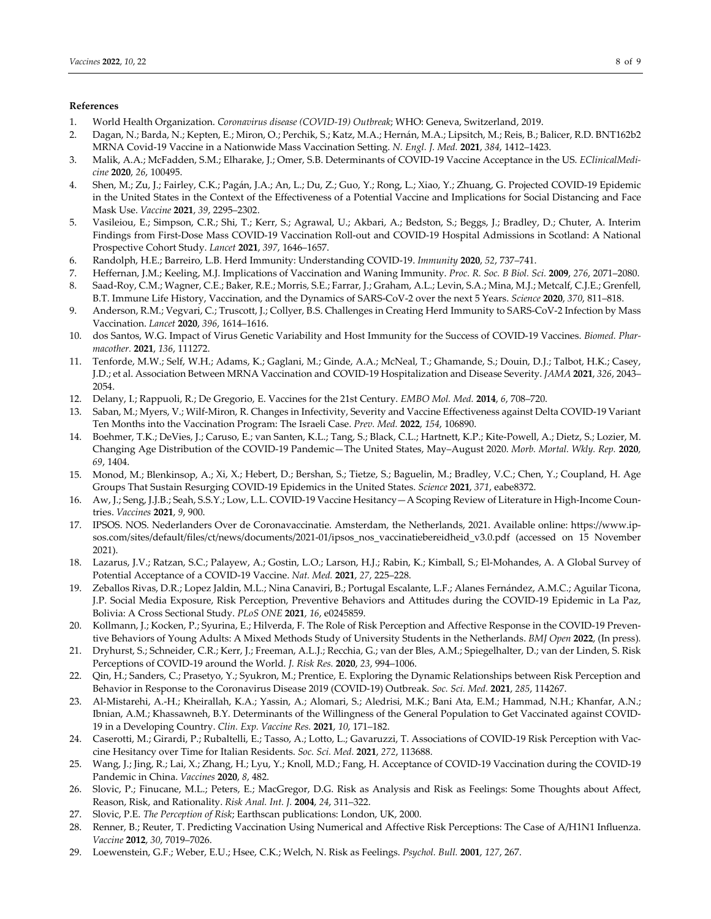## References

1. World Health Organization. *Coronavirus disease (COVID-19) Outbreak*; WHO: Geneva, Switzerland, 2019.
2. Dagan, N.; Barda, N.; Kepten, E.; Miron, O.; Perchik, S.; Katz, M.A.; Hernán, M.A.; Lipsitch, M.; Reis, B.; Balicer, R.D. BNT162b2 MRNA Covid-19 Vaccine in a Nationwide Mass Vaccination Setting. *N. Engl. J. Med.* **2021**, *384*, 1412–1423.
3. Malik, A.A.; McFadden, S.M.; Elharake, J.; Omer, S.B. Determinants of COVID-19 Vaccine Acceptance in the US. *EClinicalMedicine* **2020**, *26*, 100495.
4. Shen, M.; Zu, J.; Fairley, C.K.; Pagán, J.A.; An, L.; Du, Z.; Guo, Y.; Rong, L.; Xiao, Y.; Zhuang, G. Projected COVID-19 Epidemic in the United States in the Context of the Effectiveness of a Potential Vaccine and Implications for Social Distancing and Face Mask Use. *Vaccine* **2021**, *39*, 2295–2302.
5. Vasileiou, E.; Simpson, C.R.; Shi, T.; Kerr, S.; Agrawal, U.; Akbari, A.; Bedston, S.; Beggs, J.; Bradley, D.; Chuter, A. Interim Findings from First-Dose Mass COVID-19 Vaccination Roll-out and COVID-19 Hospital Admissions in Scotland: A National Prospective Cohort Study. *Lancet* **2021**, *397*, 1646–1657.
6. Randolph, H.E.; Barreiro, L.B. Herd Immunity: Understanding COVID-19. *Immunity* **2020**, *52*, 737–741.
7. Heffernan, J.M.; Keeling, M.J. Implications of Vaccination and Waning Immunity. *Proc. R. Soc. B Biol. Sci.* **2009**, *276*, 2071–2080.
8. Saad-Roy, C.M.; Wagner, C.E.; Baker, R.E.; Morris, S.E.; Farrar, J.; Graham, A.L.; Levin, S.A.; Mina, M.J.; Metcalf, C.J.E.; Grenfell, B.T. Immune Life History, Vaccination, and the Dynamics of SARS-CoV-2 over the next 5 Years. *Science* **2020**, *370*, 811–818.
9. Anderson, R.M.; Vegvari, C.; Truscott, J.; Collyer, B.S. Challenges in Creating Herd Immunity to SARS-CoV-2 Infection by Mass Vaccination. *Lancet* **2020**, *396*, 1614–1616.
10. dos Santos, W.G. Impact of Virus Genetic Variability and Host Immunity for the Success of COVID-19 Vaccines. *Biomed. Pharmacother.* **2021**, *136*, 111272.
11. Tenforde, M.W.; Self, W.H.; Adams, K.; Gaglani, M.; Ginde, A.A.; McNeal, T.; Ghamande, S.; Douin, D.J.; Talbot, H.K.; Casey, J.D.; et al. Association Between MRNA Vaccination and COVID-19 Hospitalization and Disease Severity. *JAMA* **2021**, *326*, 2043–2054.
12. Delany, I.; Rappuoli, R.; De Gregorio, E. Vaccines for the 21st Century. *EMBO Mol. Med.* **2014**, *6*, 708–720.
13. Saban, M.; Myers, V.; Wilf-Miron, R. Changes in Infectivity, Severity and Vaccine Effectiveness against Delta COVID-19 Variant Ten Months into the Vaccination Program: The Israeli Case. *Prev. Med.* **2022**, *154*, 106890.
14. Boehmer, T.K.; DeVies, J.; Caruso, E.; van Santen, K.L.; Tang, S.; Black, C.L.; Hartnett, K.P.; Kite-Powell, A.; Dietz, S.; Lozier, M. Changing Age Distribution of the COVID-19 Pandemic—The United States, May–August 2020. *Morb. Mortal. Wkly. Rep.* **2020**, *69*, 1404.
15. Monod, M.; Blenkinsop, A.; Xi, X.; Hebert, D.; Bershan, S.; Tietze, S.; Baguelin, M.; Bradley, V.C.; Chen, Y.; Coupland, H. Age Groups That Sustain Resurging COVID-19 Epidemics in the United States. *Science* **2021**, *371*, eabe8372.
16. Aw, J.; Seng, J.J.B.; Seah, S.S.Y.; Low, L.L. COVID-19 Vaccine Hesitancy—A Scoping Review of Literature in High-Income Countries. *Vaccines* **2021**, *9*, 900.
17. IPSOS. NOS. Nederlanders Over de Coronavaccinatie. Amsterdam, the Netherlands, 2021. Available online: https://www.ipsos.com/sites/default/files/ct/news/documents/2021-01/ipsos_nos_vaccinatiebereidheid_v3.0.pdf (accessed on 15 November 2021).
18. Lazarus, J.V.; Ratzan, S.C.; Palayew, A.; Gostin, L.O.; Larson, H.J.; Rabin, K.; Kimball, S.; El-Mohandes, A. A Global Survey of Potential Acceptance of a COVID-19 Vaccine. *Nat. Med.* **2021**, *27*, 225–228.
19. Zeballos Rivas, D.R.; Lopez Jaldin, M.L.; Nina Canaviri, B.; Portugal Escalante, L.F.; Alanes Fernández, A.M.C.; Aguilar Ticona, J.P. Social Media Exposure, Risk Perception, Preventive Behaviors and Attitudes during the COVID-19 Epidemic in La Paz, Bolivia: A Cross Sectional Study. *PLoS ONE* **2021**, *16*, e0245859.
20. Kollmann, J.; Kocken, P.; Syurina, E.; Hilverda, F. The Role of Risk Perception and Affective Response in the COVID-19 Preventive Behaviors of Young Adults: A Mixed Methods Study of University Students in the Netherlands. *BMJ Open* **2022**, (In press).
21. Dryhurst, S.; Schneider, C.R.; Kerr, J.; Freeman, A.L.J.; Recchia, G.; van der Bles, A.M.; Spiegelhalter, D.; van der Linden, S. Risk Perceptions of COVID-19 around the World. *J. Risk Res.* **2020**, *23*, 994–1006.
22. Qin, H.; Sanders, C.; Prasetyo, Y.; Syukron, M.; Prentice, E. Exploring the Dynamic Relationships between Risk Perception and Behavior in Response to the Coronavirus Disease 2019 (COVID-19) Outbreak. *Soc. Sci. Med.* **2021**, *285*, 114267.
23. Al-Mistarehi, A.-H.; Kheirallah, K.A.; Yassin, A.; Alomari, S.; Aledrisi, M.K.; Bani Ata, E.M.; Hammad, N.H.; Khanfar, A.N.; Ibnian, A.M.; Khassawneh, B.Y. Determinants of the Willingness of the General Population to Get Vaccinated against COVID-19 in a Developing Country. *Clin. Exp. Vaccine Res.* **2021**, *10*, 171–182.
24. Caserotti, M.; Girardi, P.; Rubaltelli, E.; Tasso, A.; Lotto, L.; Gavaruzzi, T. Associations of COVID-19 Risk Perception with Vaccine Hesitancy over Time for Italian Residents. *Soc. Sci. Med.* **2021**, *272*, 113688.
25. Wang, J.; Jing, R.; Lai, X.; Zhang, H.; Lyu, Y.; Knoll, M.D.; Fang, H. Acceptance of COVID-19 Vaccination during the COVID-19 Pandemic in China. *Vaccines* **2020**, *8*, 482.
26. Slovic, P.; Finucane, M.L.; Peters, E.; MacGregor, D.G. Risk as Analysis and Risk as Feelings: Some Thoughts about Affect, Reason, Risk, and Rationality. *Risk Anal. Int. J.* **2004**, *24*, 311–322.
27. Slovic, P.E. *The Perception of Risk*; Earthscan publications: London, UK, 2000.
28. Renner, B.; Reuter, T. Predicting Vaccination Using Numerical and Affective Risk Perceptions: The Case of A/H1N1 Influenza. *Vaccine* **2012**, *30*, 7019–7026.
29. Loewenstein, G.F.; Weber, E.U.; Hsee, C.K.; Welch, N. Risk as Feelings. *Psychol. Bull.* **2001**, *127*, 267.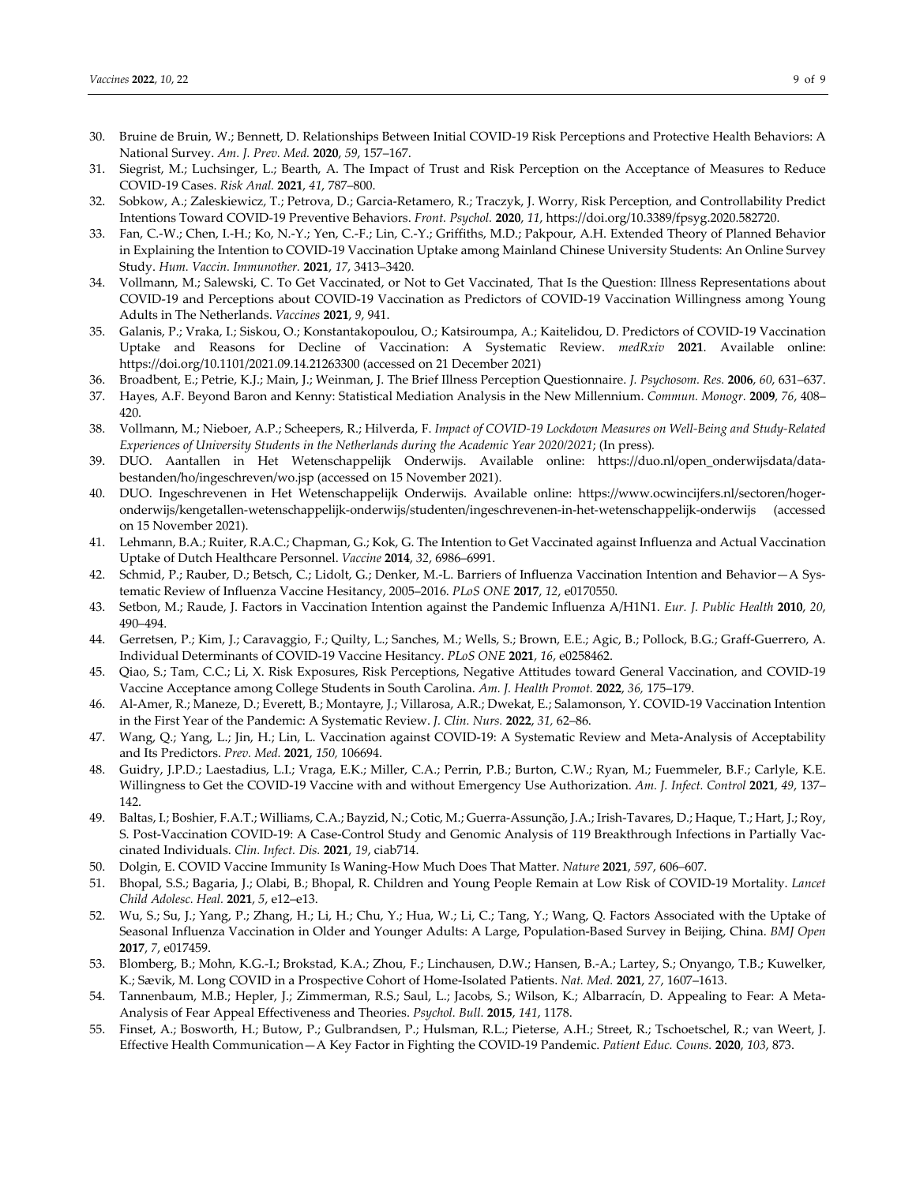30. Bruine de Bruin, W.; Bennett, D. Relationships Between Initial COVID-19 Risk Perceptions and Protective Health Behaviors: A National Survey. *Am. J. Prev. Med.* **2020**, *59*, 157–167.
31. Siegrist, M.; Luchsinger, L.; Bearth, A. The Impact of Trust and Risk Perception on the Acceptance of Measures to Reduce COVID-19 Cases. *Risk Anal.* **2021**, *41*, 787–800.
32. Sobkow, A.; Zaleskiewicz, T.; Petrova, D.; Garcia-Retamero, R.; Traczyk, J. Worry, Risk Perception, and Controllability Predict Intentions Toward COVID-19 Preventive Behaviors. *Front. Psychol.* **2020**, *11*, https://doi.org/10.3389/fpsyg.2020.582720.
33. Fan, C.-W.; Chen, I.-H.; Ko, N.-Y.; Yen, C.-F.; Lin, C.-Y.; Griffiths, M.D.; Pakpour, A.H. Extended Theory of Planned Behavior in Explaining the Intention to COVID-19 Vaccination Uptake among Mainland Chinese University Students: An Online Survey Study. *Hum. Vaccin. Immunother.* **2021**, *17*, 3413–3420.
34. Vollmann, M.; Salewski, C. To Get Vaccinated, or Not to Get Vaccinated, That Is the Question: Illness Representations about COVID-19 and Perceptions about COVID-19 Vaccination as Predictors of COVID-19 Vaccination Willingness among Young Adults in The Netherlands. *Vaccines* **2021**, *9*, 941.
35. Galanis, P.; Vraka, I.; Siskou, O.; Konstantakopoulou, O.; Katsiroumpa, A.; Kaitelidou, D. Predictors of COVID-19 Vaccination Uptake and Reasons for Decline of Vaccination: A Systematic Review. *medRxiv* **2021**. Available online: https://doi.org/10.1101/2021.09.14.21263300 (accessed on 21 December 2021)
36. Broadbent, E.; Petrie, K.J.; Main, J.; Weinman, J. The Brief Illness Perception Questionnaire. *J. Psychosom. Res.* **2006**, *60*, 631–637.
37. Hayes, A.F. Beyond Baron and Kenny: Statistical Mediation Analysis in the New Millennium. *Commun. Monogr.* **2009**, *76*, 408–420.
38. Vollmann, M.; Nieboer, A.P.; Scheepers, R.; Hilverda, F. *Impact of COVID-19 Lockdown Measures on Well-Being and Study-Related Experiences of University Students in the Netherlands during the Academic Year 2020/2021*; (In press).
39. DUO. Aantallen in Het Wetenschappelijk Onderwijs. Available online: https://duo.nl/open_onderwijsdata/databestanden/ho/ingeschreven/wo.jsp (accessed on 15 November 2021).
40. DUO. Ingeschrevenen in Het Wetenschappelijk Onderwijs. Available online: https://www.ocwincijfers.nl/sectoren/hoger-onderwijs/kengetallen-wetenschappelijk-onderwijs/studenten/ingeschrevenen-in-het-wetenschappelijk-onderwijs (accessed on 15 November 2021).
41. Lehmann, B.A.; Ruiter, R.A.C.; Chapman, G.; Kok, G. The Intention to Get Vaccinated against Influenza and Actual Vaccination Uptake of Dutch Healthcare Personnel. *Vaccine* **2014**, *32*, 6986–6991.
42. Schmid, P.; Rauber, D.; Betsch, C.; Lidolt, G.; Denker, M.-L. Barriers of Influenza Vaccination Intention and Behavior—A Systematic Review of Influenza Vaccine Hesitancy, 2005–2016. *PLoS ONE* **2017**, *12*, e0170550.
43. Setbon, M.; Raude, J. Factors in Vaccination Intention against the Pandemic Influenza A/H1N1. *Eur. J. Public Health* **2010**, *20*, 490–494.
44. Gerretsen, P.; Kim, J.; Caravaggio, F.; Quilty, L.; Sanches, M.; Wells, S.; Brown, E.E.; Agic, B.; Pollock, B.G.; Graff-Guerrero, A. Individual Determinants of COVID-19 Vaccine Hesitancy. *PLoS ONE* **2021**, *16*, e0258462.
45. Qiao, S.; Tam, C.C.; Li, X. Risk Exposures, Risk Perceptions, Negative Attitudes toward General Vaccination, and COVID-19 Vaccine Acceptance among College Students in South Carolina. *Am. J. Health Promot.* **2022**, *36*, 175–179.
46. Al-Amer, R.; Maneze, D.; Everett, B.; Montayre, J.; Villarosa, A.R.; Dwekat, E.; Salamonson, Y. COVID-19 Vaccination Intention in the First Year of the Pandemic: A Systematic Review. *J. Clin. Nurs.* **2022**, *31*, 62–86.
47. Wang, Q.; Yang, L.; Jin, H.; Lin, L. Vaccination against COVID-19: A Systematic Review and Meta-Analysis of Acceptability and Its Predictors. *Prev. Med.* **2021**, *150*, 106694.
48. Guidry, J.P.D.; Laestadius, L.I.; Vraga, E.K.; Miller, C.A.; Perrin, P.B.; Burton, C.W.; Ryan, M.; Fuemmeler, B.F.; Carlyle, K.E. Willingness to Get the COVID-19 Vaccine with and without Emergency Use Authorization. *Am. J. Infect. Control* **2021**, *49*, 137–142.
49. Baltas, I.; Boshier, F.A.T.; Williams, C.A.; Bayzid, N.; Cotic, M.; Guerra-Assunção, J.A.; Irish-Tavares, D.; Haque, T.; Hart, J.; Roy, S. Post-Vaccination COVID-19: A Case-Control Study and Genomic Analysis of 119 Breakthrough Infections in Partially Vaccinated Individuals. *Clin. Infect. Dis.* **2021**, *19*, ciab714.
50. Dolgin, E. COVID Vaccine Immunity Is Waning-How Much Does That Matter. *Nature* **2021**, *597*, 606–607.
51. Bhopal, S.S.; Bagaria, J.; Olabi, B.; Bhopal, R. Children and Young People Remain at Low Risk of COVID-19 Mortality. *Lancet Child Adolesc. Heal.* **2021**, *5*, e12–e13.
52. Wu, S.; Su, J.; Yang, P.; Zhang, H.; Li, H.; Chu, Y.; Hua, W.; Li, C.; Tang, Y.; Wang, Q. Factors Associated with the Uptake of Seasonal Influenza Vaccination in Older and Younger Adults: A Large, Population-Based Survey in Beijing, China. *BMJ Open* **2017**, *7*, e017459.
53. Blomberg, B.; Mohn, K.G.-I.; Brokstad, K.A.; Zhou, F.; Linchausen, D.W.; Hansen, B.-A.; Lartey, S.; Onyango, T.B.; Kuwelker, K.; Sævik, M. Long COVID in a Prospective Cohort of Home-Isolated Patients. *Nat. Med.* **2021**, *27*, 1607–1613.
54. Tannenbaum, M.B.; Hepler, J.; Zimmerman, R.S.; Saul, L.; Jacobs, S.; Wilson, K.; Albarracín, D. Appealing to Fear: A Meta-Analysis of Fear Appeal Effectiveness and Theories. *Psychol. Bull.* **2015**, *141*, 1178.
55. Finset, A.; Bosworth, H.; Butow, P.; Gulbrandsen, P.; Hulsman, R.L.; Pieterse, A.H.; Street, R.; Tschoetschel, R.; van Weert, J. Effective Health Communication—A Key Factor in Fighting the COVID-19 Pandemic. *Patient Educ. Couns.* **2020**, *103*, 873.